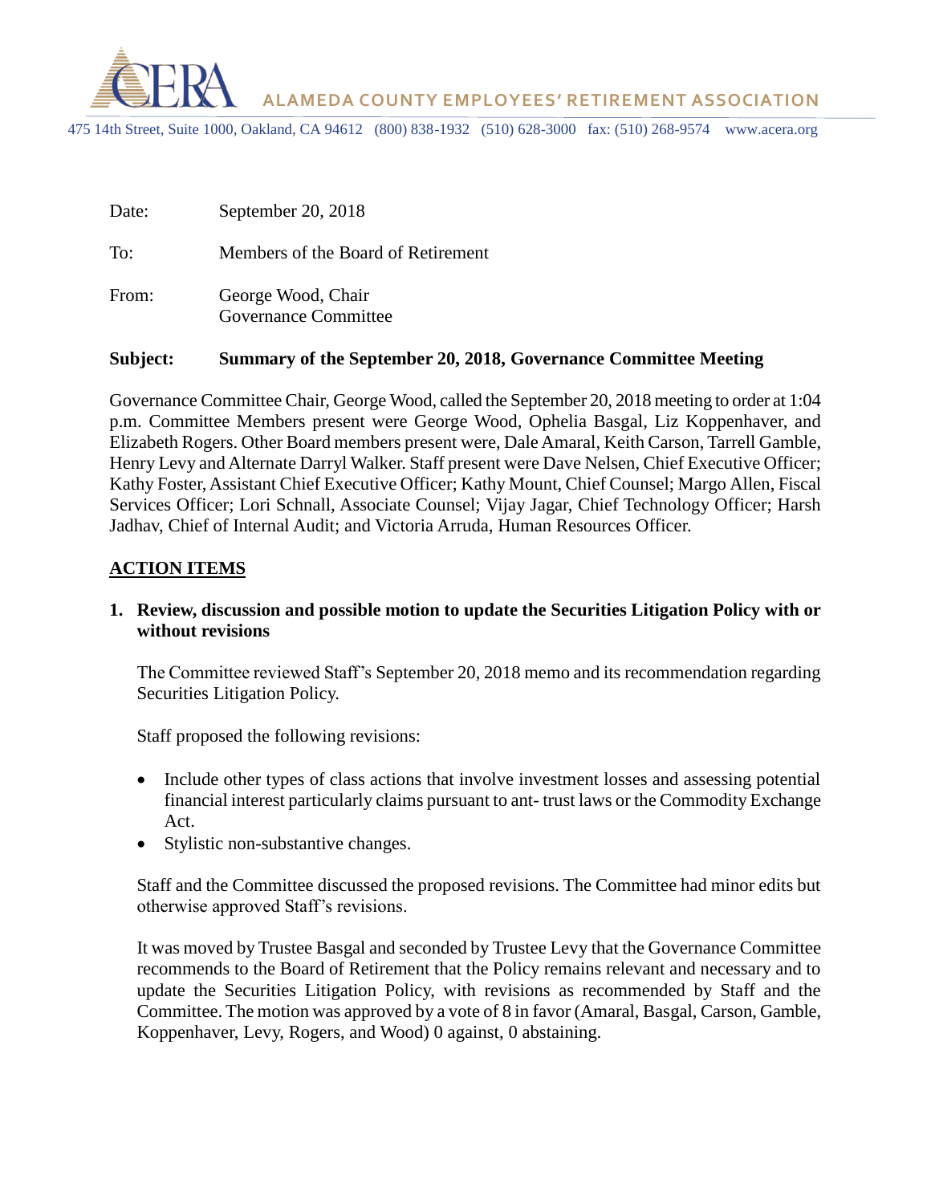**ALAMEDA COUNTY EMPLOYEES' RETIREMENT ASSOCIATION**

475 14th Street, Suite 1000, Oakland, CA 94612 (800) 838-1932 (510) 628-3000 fax: (510) 268-9574 www.acera.org

Date: September 20, 2018

To: Members of the Board of Retirement

From: George Wood, Chair
Governance Committee

**Subject: Summary of the September 20, 2018, Governance Committee Meeting**

Governance Committee Chair, George Wood, called the September 20, 2018 meeting to order at 1:04 p.m. Committee Members present were George Wood, Ophelia Basgal, Liz Koppenhaver, and Elizabeth Rogers. Other Board members present were, Dale Amaral, Keith Carson, Tarrell Gamble, Henry Levy and Alternate Darryl Walker. Staff present were Dave Nelsen, Chief Executive Officer; Kathy Foster, Assistant Chief Executive Officer; Kathy Mount, Chief Counsel; Margo Allen, Fiscal Services Officer; Lori Schnall, Associate Counsel; Vijay Jagar, Chief Technology Officer; Harsh Jadhav, Chief of Internal Audit; and Victoria Arruda, Human Resources Officer.

## ACTION ITEMS

**1. Review, discussion and possible motion to update the Securities Litigation Policy with or without revisions**

The Committee reviewed Staff's September 20, 2018 memo and its recommendation regarding Securities Litigation Policy.

Staff proposed the following revisions:

- Include other types of class actions that involve investment losses and assessing potential financial interest particularly claims pursuant to ant- trust laws or the Commodity Exchange Act.
- Stylistic non-substantive changes.

Staff and the Committee discussed the proposed revisions. The Committee had minor edits but otherwise approved Staff's revisions.

It was moved by Trustee Basgal and seconded by Trustee Levy that the Governance Committee recommends to the Board of Retirement that the Policy remains relevant and necessary and to update the Securities Litigation Policy, with revisions as recommended by Staff and the Committee. The motion was approved by a vote of 8 in favor (Amaral, Basgal, Carson, Gamble, Koppenhaver, Levy, Rogers, and Wood) 0 against, 0 abstaining.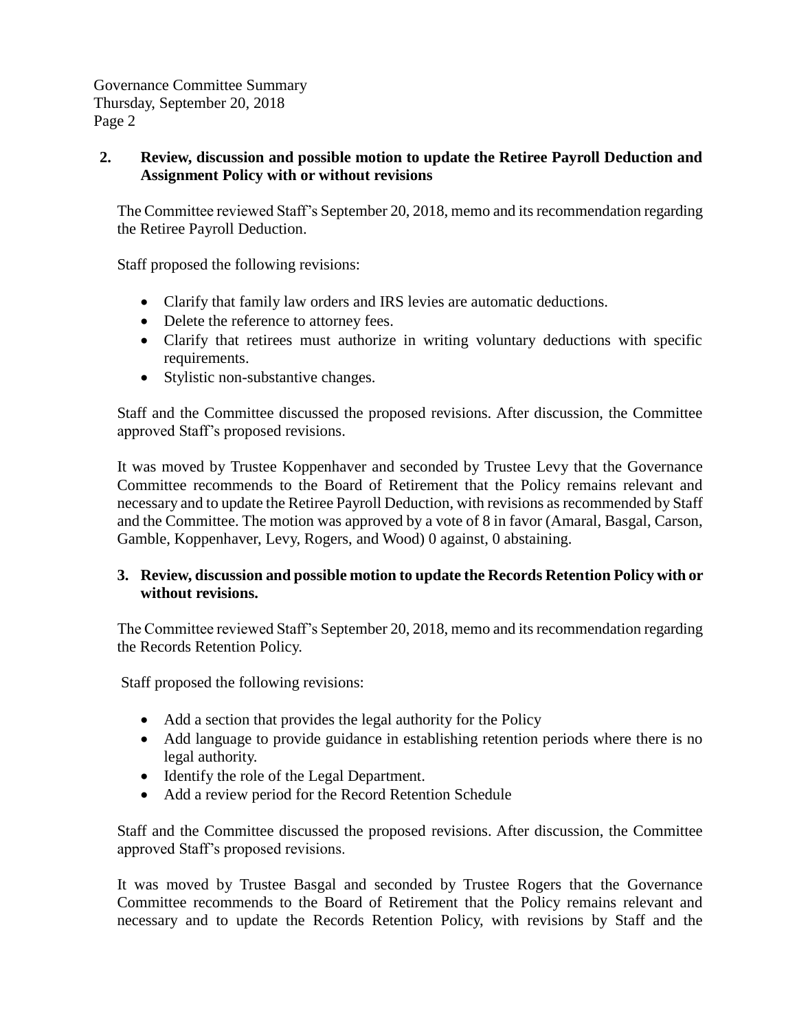**2. Review, discussion and possible motion to update the Retiree Payroll Deduction and Assignment Policy with or without revisions**

The Committee reviewed Staff's September 20, 2018, memo and its recommendation regarding the Retiree Payroll Deduction.

Staff proposed the following revisions:

- Clarify that family law orders and IRS levies are automatic deductions.
- Delete the reference to attorney fees.
- Clarify that retirees must authorize in writing voluntary deductions with specific requirements.
- Stylistic non-substantive changes.

Staff and the Committee discussed the proposed revisions. After discussion, the Committee approved Staff's proposed revisions.

It was moved by Trustee Koppenhaver and seconded by Trustee Levy that the Governance Committee recommends to the Board of Retirement that the Policy remains relevant and necessary and to update the Retiree Payroll Deduction, with revisions as recommended by Staff and the Committee. The motion was approved by a vote of 8 in favor (Amaral, Basgal, Carson, Gamble, Koppenhaver, Levy, Rogers, and Wood) 0 against, 0 abstaining.

**3. Review, discussion and possible motion to update the Records Retention Policy with or without revisions.**

The Committee reviewed Staff's September 20, 2018, memo and its recommendation regarding the Records Retention Policy.

Staff proposed the following revisions:

- Add a section that provides the legal authority for the Policy
- Add language to provide guidance in establishing retention periods where there is no legal authority.
- Identify the role of the Legal Department.
- Add a review period for the Record Retention Schedule

Staff and the Committee discussed the proposed revisions. After discussion, the Committee approved Staff's proposed revisions.

It was moved by Trustee Basgal and seconded by Trustee Rogers that the Governance Committee recommends to the Board of Retirement that the Policy remains relevant and necessary and to update the Records Retention Policy, with revisions by Staff and the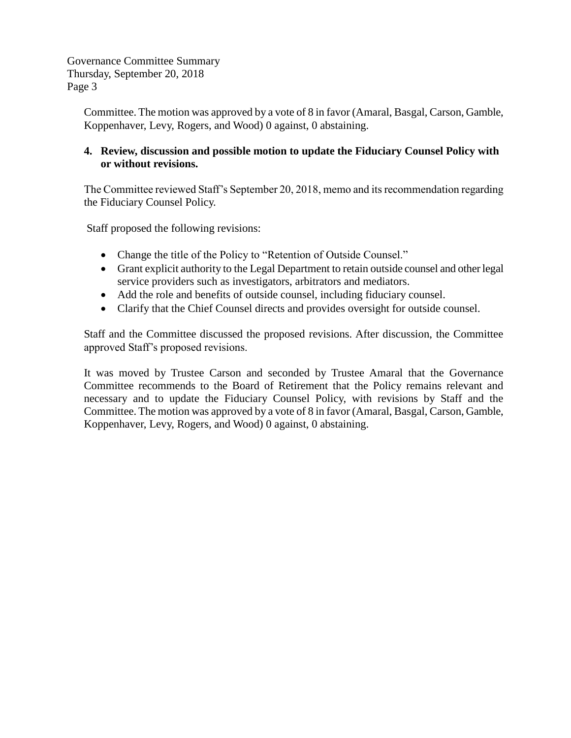Committee. The motion was approved by a vote of 8 in favor (Amaral, Basgal, Carson, Gamble, Koppenhaver, Levy, Rogers, and Wood) 0 against, 0 abstaining.

**4. Review, discussion and possible motion to update the Fiduciary Counsel Policy with or without revisions.**

The Committee reviewed Staff's September 20, 2018, memo and its recommendation regarding the Fiduciary Counsel Policy.

Staff proposed the following revisions:

- Change the title of the Policy to "Retention of Outside Counsel."
- Grant explicit authority to the Legal Department to retain outside counsel and other legal service providers such as investigators, arbitrators and mediators.
- Add the role and benefits of outside counsel, including fiduciary counsel.
- Clarify that the Chief Counsel directs and provides oversight for outside counsel.

Staff and the Committee discussed the proposed revisions. After discussion, the Committee approved Staff's proposed revisions.

It was moved by Trustee Carson and seconded by Trustee Amaral that the Governance Committee recommends to the Board of Retirement that the Policy remains relevant and necessary and to update the Fiduciary Counsel Policy, with revisions by Staff and the Committee. The motion was approved by a vote of 8 in favor (Amaral, Basgal, Carson, Gamble, Koppenhaver, Levy, Rogers, and Wood) 0 against, 0 abstaining.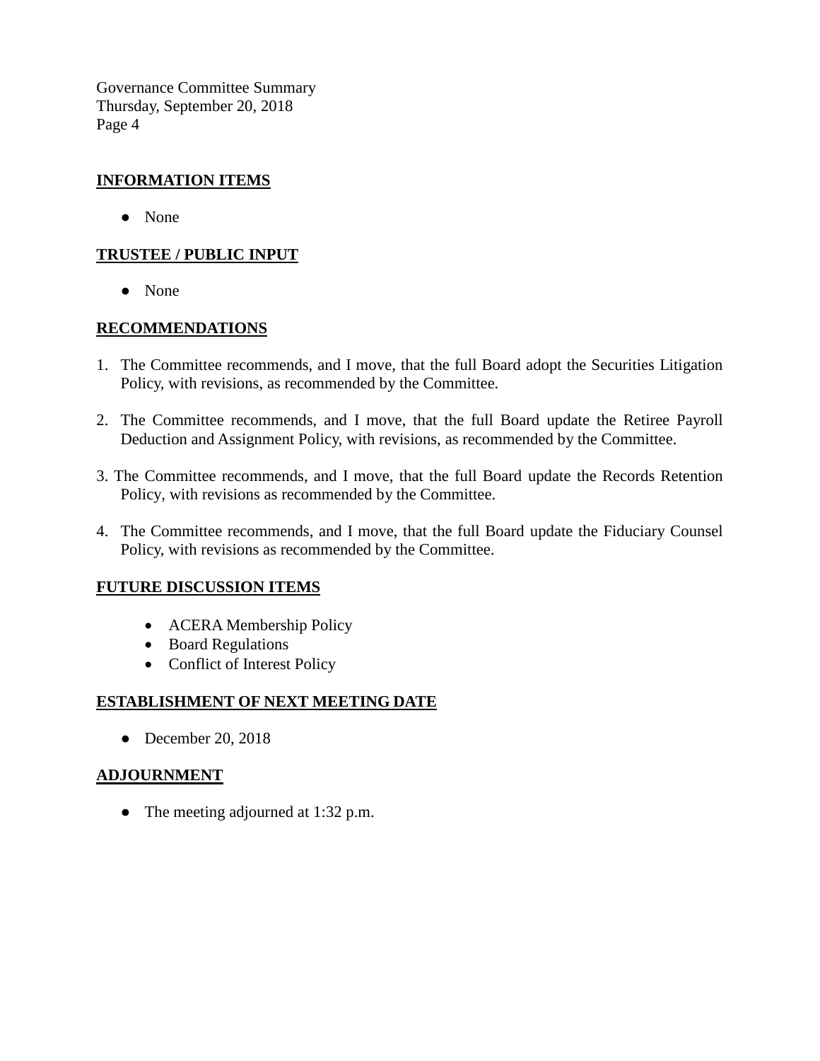## INFORMATION ITEMS

- None

## TRUSTEE / PUBLIC INPUT

- None

## RECOMMENDATIONS

1. The Committee recommends, and I move, that the full Board adopt the Securities Litigation Policy, with revisions, as recommended by the Committee.

2. The Committee recommends, and I move, that the full Board update the Retiree Payroll Deduction and Assignment Policy, with revisions, as recommended by the Committee.

3. The Committee recommends, and I move, that the full Board update the Records Retention Policy, with revisions as recommended by the Committee.

4. The Committee recommends, and I move, that the full Board update the Fiduciary Counsel Policy, with revisions as recommended by the Committee.

## FUTURE DISCUSSION ITEMS

- ACERA Membership Policy
- Board Regulations
- Conflict of Interest Policy

## ESTABLISHMENT OF NEXT MEETING DATE

- December 20, 2018

## ADJOURNMENT

- The meeting adjourned at 1:32 p.m.